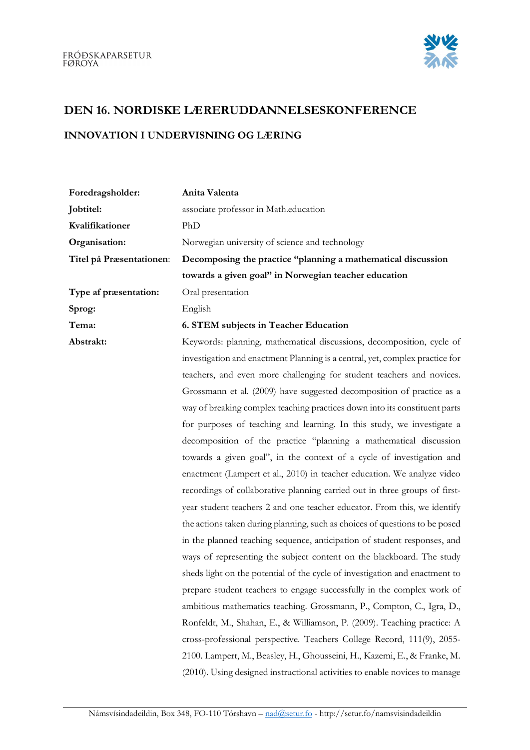FRÓÐSKAPARSETUR FØROYA

# DEN 16. NORDISKE LÆRERUDDANNELSESKONFERENCE

## INNOVATION I UNDERVISNING OG LÆRING

| | |
|---|---|
| **Foredragsholder:** | **Anita Valenta** |
| **Jobtitel:** | associate professor in Math.education |
| **Kvalifikationer** | PhD |
| **Organisation:** | Norwegian university of science and technology |
| **Titel på Præsentationen**: | **Decomposing the practice "planning a mathematical discussion towards a given goal" in Norwegian teacher education** |
| **Type af præsentation:** | Oral presentation |
| **Sprog:** | English |
| **Tema:** | **6. STEM subjects in Teacher Education** |
| **Abstrakt:** | Keywords: planning, mathematical discussions, decomposition, cycle of investigation and enactment Planning is a central, yet, complex practice for teachers, and even more challenging for student teachers and novices. Grossmann et al. (2009) have suggested decomposition of practice as a way of breaking complex teaching practices down into its constituent parts for purposes of teaching and learning. In this study, we investigate a decomposition of the practice "planning a mathematical discussion towards a given goal", in the context of a cycle of investigation and enactment (Lampert et al., 2010) in teacher education. We analyze video recordings of collaborative planning carried out in three groups of first-year student teachers 2 and one teacher educator. From this, we identify the actions taken during planning, such as choices of questions to be posed in the planned teaching sequence, anticipation of student responses, and ways of representing the subject content on the blackboard. The study sheds light on the potential of the cycle of investigation and enactment to prepare student teachers to engage successfully in the complex work of ambitious mathematics teaching. Grossmann, P., Compton, C., Igra, D., Ronfeldt, M., Shahan, E., & Williamson, P. (2009). Teaching practice: A cross-professional perspective. Teachers College Record, 111(9), 2055-2100. Lampert, M., Beasley, H., Ghousseini, H., Kazemi, E., & Franke, M. (2010). Using designed instructional activities to enable novices to manage |

Námsvísindadeildin, Box 348, FO-110 Tórshavn – nad@setur.fo - http://setur.fo/namsvisindadeildin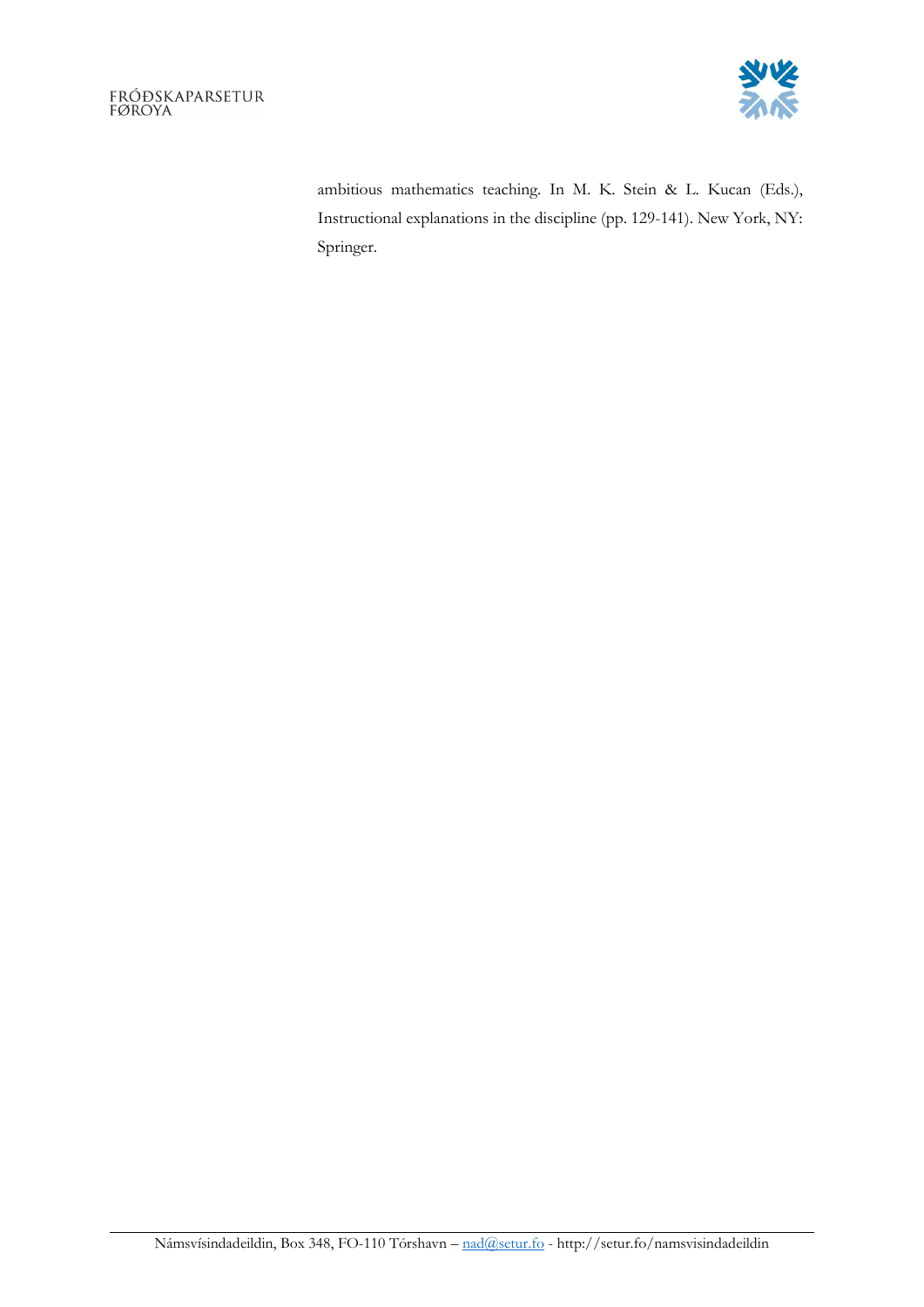ambitious mathematics teaching. In M. K. Stein & L. Kucan (Eds.), Instructional explanations in the discipline (pp. 129-141). New York, NY: Springer.